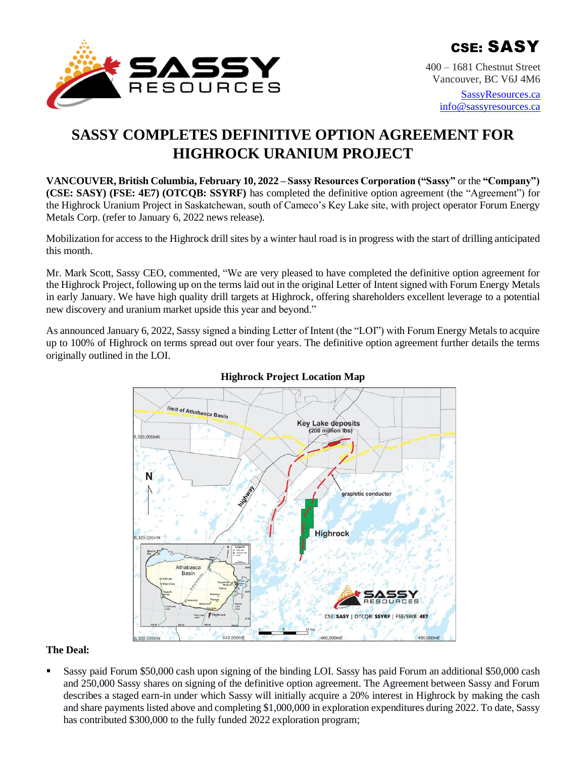CSE: SASSY

400 – 1681 Chestnut Street
Vancouver, BC V6J 4M6

SassyResources.ca
info@sassyresources.ca

# SASSY COMPLETES DEFINITIVE OPTION AGREEMENT FOR HIGHROCK URANIUM PROJECT

**VANCOUVER, British Columbia, February 10, 2022 – Sassy Resources Corporation ("Sassy"** or the **"Company") (CSE: SASY) (FSE: 4E7) (OTCQB: SSYRF)** has completed the definitive option agreement (the "Agreement") for the Highrock Uranium Project in Saskatchewan, south of Cameco's Key Lake site, with project operator Forum Energy Metals Corp. (refer to January 6, 2022 news release).

Mobilization for access to the Highrock drill sites by a winter haul road is in progress with the start of drilling anticipated this month.

Mr. Mark Scott, Sassy CEO, commented, "We are very pleased to have completed the definitive option agreement for the Highrock Project, following up on the terms laid out in the original Letter of Intent signed with Forum Energy Metals in early January. We have high quality drill targets at Highrock, offering shareholders excellent leverage to a potential new discovery and uranium market upside this year and beyond."

As announced January 6, 2022, Sassy signed a binding Letter of Intent (the "LOI") with Forum Energy Metals to acquire up to 100% of Highrock on terms spread out over four years. The definitive option agreement further details the terms originally outlined in the LOI.

**Highrock Project Location Map**

**The Deal:**

- Sassy paid Forum $50,000 cash upon signing of the binding LOI. Sassy has paid Forum an additional $50,000 cash and 250,000 Sassy shares on signing of the definitive option agreement. The Agreement between Sassy and Forum describes a staged earn-in under which Sassy will initially acquire a 20% interest in Highrock by making the cash and share payments listed above and completing $1,000,000 in exploration expenditures during 2022. To date, Sassy has contributed $300,000 to the fully funded 2022 exploration program;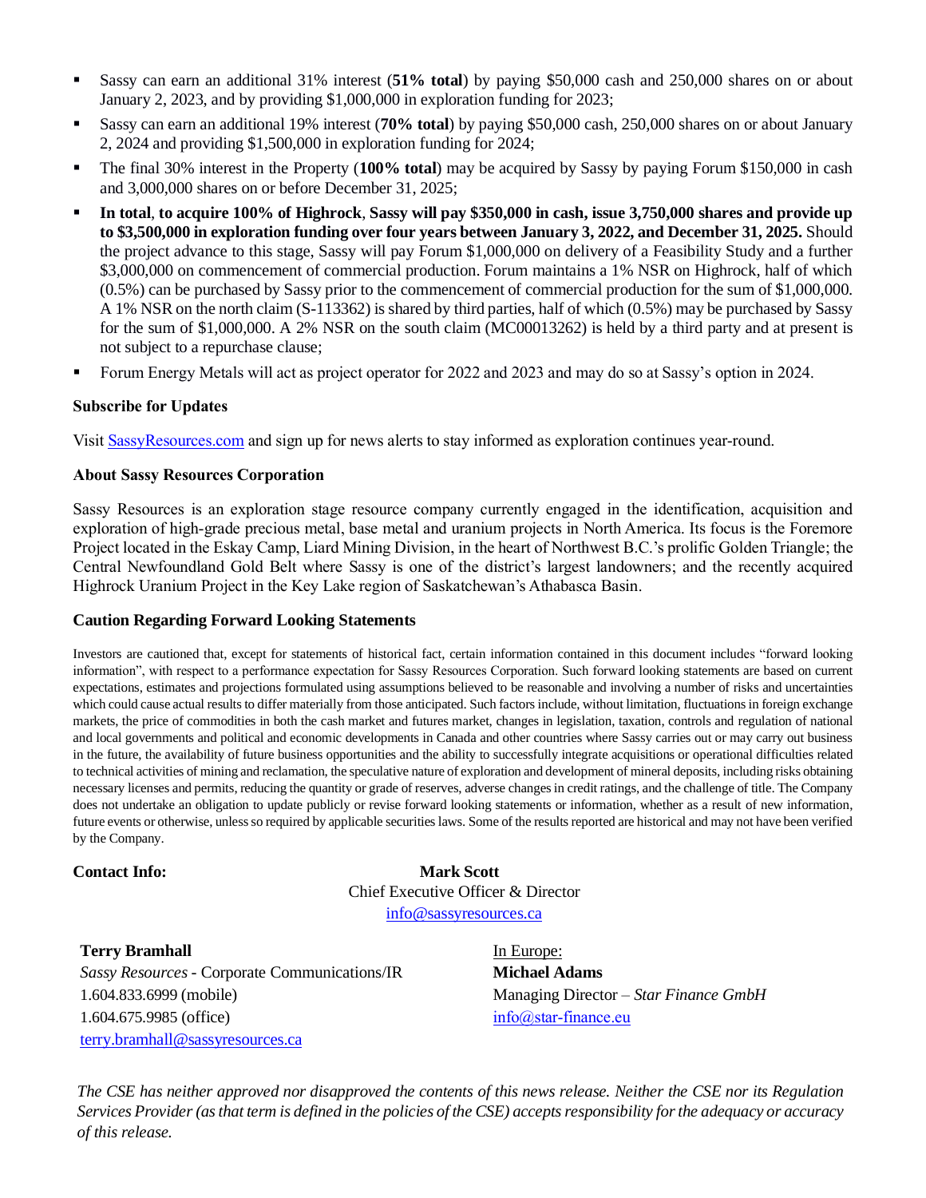- Sassy can earn an additional 31% interest (**51% total**) by paying $50,000 cash and 250,000 shares on or about January 2, 2023, and by providing $1,000,000 in exploration funding for 2023;
- Sassy can earn an additional 19% interest (**70% total**) by paying $50,000 cash, 250,000 shares on or about January 2, 2024 and providing $1,500,000 in exploration funding for 2024;
- The final 30% interest in the Property (**100% total**) may be acquired by Sassy by paying Forum $150,000 in cash and 3,000,000 shares on or before December 31, 2025;
- **In total, to acquire 100% of Highrock, Sassy will pay $350,000 in cash, issue 3,750,000 shares and provide up to $3,500,000 in exploration funding over four years between January 3, 2022, and December 31, 2025.** Should the project advance to this stage, Sassy will pay Forum $1,000,000 on delivery of a Feasibility Study and a further $3,000,000 on commencement of commercial production. Forum maintains a 1% NSR on Highrock, half of which (0.5%) can be purchased by Sassy prior to the commencement of commercial production for the sum of $1,000,000. A 1% NSR on the north claim (S-113362) is shared by third parties, half of which (0.5%) may be purchased by Sassy for the sum of $1,000,000. A 2% NSR on the south claim (MC00013262) is held by a third party and at present is not subject to a repurchase clause;
- Forum Energy Metals will act as project operator for 2022 and 2023 and may do so at Sassy's option in 2024.

**Subscribe for Updates**

Visit [SassyResources.com](SassyResources.com) and sign up for news alerts to stay informed as exploration continues year-round.

**About Sassy Resources Corporation**

Sassy Resources is an exploration stage resource company currently engaged in the identification, acquisition and exploration of high-grade precious metal, base metal and uranium projects in North America. Its focus is the Foremore Project located in the Eskay Camp, Liard Mining Division, in the heart of Northwest B.C.'s prolific Golden Triangle; the Central Newfoundland Gold Belt where Sassy is one of the district's largest landowners; and the recently acquired Highrock Uranium Project in the Key Lake region of Saskatchewan's Athabasca Basin.

**Caution Regarding Forward Looking Statements**

Investors are cautioned that, except for statements of historical fact, certain information contained in this document includes "forward looking information", with respect to a performance expectation for Sassy Resources Corporation. Such forward looking statements are based on current expectations, estimates and projections formulated using assumptions believed to be reasonable and involving a number of risks and uncertainties which could cause actual results to differ materially from those anticipated. Such factors include, without limitation, fluctuations in foreign exchange markets, the price of commodities in both the cash market and futures market, changes in legislation, taxation, controls and regulation of national and local governments and political and economic developments in Canada and other countries where Sassy carries out or may carry out business in the future, the availability of future business opportunities and the ability to successfully integrate acquisitions or operational difficulties related to technical activities of mining and reclamation, the speculative nature of exploration and development of mineral deposits, including risks obtaining necessary licenses and permits, reducing the quantity or grade of reserves, adverse changes in credit ratings, and the challenge of title. The Company does not undertake an obligation to update publicly or revise forward looking statements or information, whether as a result of new information, future events or otherwise, unless so required by applicable securities laws. Some of the results reported are historical and may not have been verified by the Company.

**Contact Info:**

**Mark Scott**
Chief Executive Officer & Director
[info@sassyresources.ca](mailto:info@sassyresources.ca)

**Terry Bramhall**
*Sassy Resources* - Corporate Communications/IR
1.604.833.6999 (mobile)
1.604.675.9985 (office)
[terry.bramhall@sassyresources.ca](mailto:terry.bramhall@sassyresources.ca)

In Europe:
**Michael Adams**
Managing Director – *Star Finance GmbH*
[info@star-finance.eu](mailto:info@star-finance.eu)

*The CSE has neither approved nor disapproved the contents of this news release. Neither the CSE nor its Regulation Services Provider (as that term is defined in the policies of the CSE) accepts responsibility for the adequacy or accuracy of this release.*